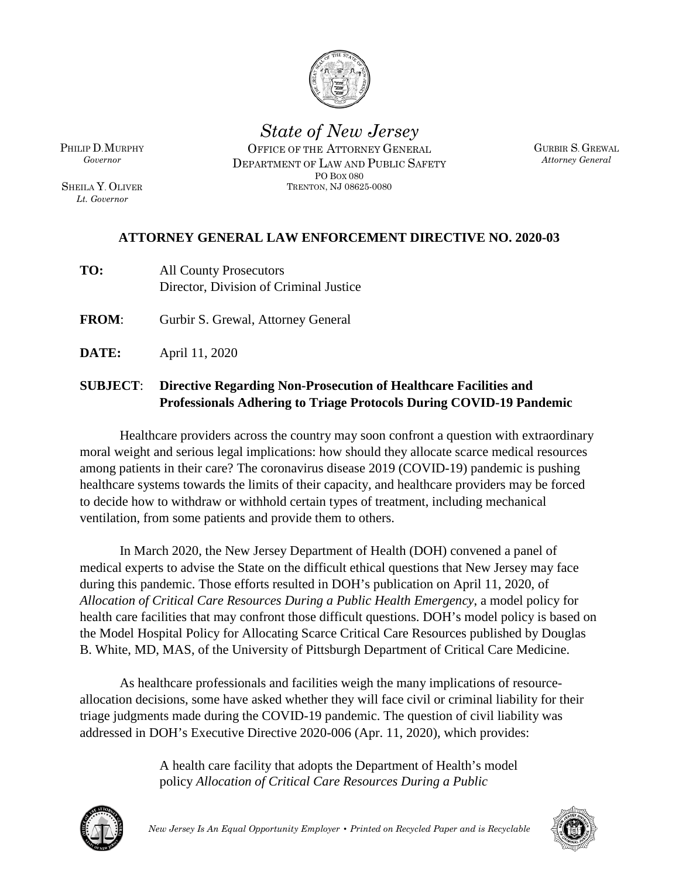*State of New Jersey*

OFFICE OF THE ATTORNEY GENERAL
DEPARTMENT OF LAW AND PUBLIC SAFETY
PO BOX 080
TRENTON, NJ 08625-0080

PHILIP D. MURPHY
*Governor*

SHEILA Y. OLIVER
*Lt. Governor*

GURBIR S. GREWAL
*Attorney General*

## ATTORNEY GENERAL LAW ENFORCEMENT DIRECTIVE NO. 2020-03

**TO:** All County Prosecutors
Director, Division of Criminal Justice

**FROM**: Gurbir S. Grewal, Attorney General

**DATE:** April 11, 2020

**SUBJECT**: **Directive Regarding Non-Prosecution of Healthcare Facilities and Professionals Adhering to Triage Protocols During COVID-19 Pandemic**

Healthcare providers across the country may soon confront a question with extraordinary moral weight and serious legal implications: how should they allocate scarce medical resources among patients in their care? The coronavirus disease 2019 (COVID-19) pandemic is pushing healthcare systems towards the limits of their capacity, and healthcare providers may be forced to decide how to withdraw or withhold certain types of treatment, including mechanical ventilation, from some patients and provide them to others.

In March 2020, the New Jersey Department of Health (DOH) convened a panel of medical experts to advise the State on the difficult ethical questions that New Jersey may face during this pandemic. Those efforts resulted in DOH's publication on April 11, 2020, of *Allocation of Critical Care Resources During a Public Health Emergency*, a model policy for health care facilities that may confront those difficult questions. DOH's model policy is based on the Model Hospital Policy for Allocating Scarce Critical Care Resources published by Douglas B. White, MD, MAS, of the University of Pittsburgh Department of Critical Care Medicine.

As healthcare professionals and facilities weigh the many implications of resource-allocation decisions, some have asked whether they will face civil or criminal liability for their triage judgments made during the COVID-19 pandemic. The question of civil liability was addressed in DOH's Executive Directive 2020-006 (Apr. 11, 2020), which provides:

> A health care facility that adopts the Department of Health's model policy *Allocation of Critical Care Resources During a Public*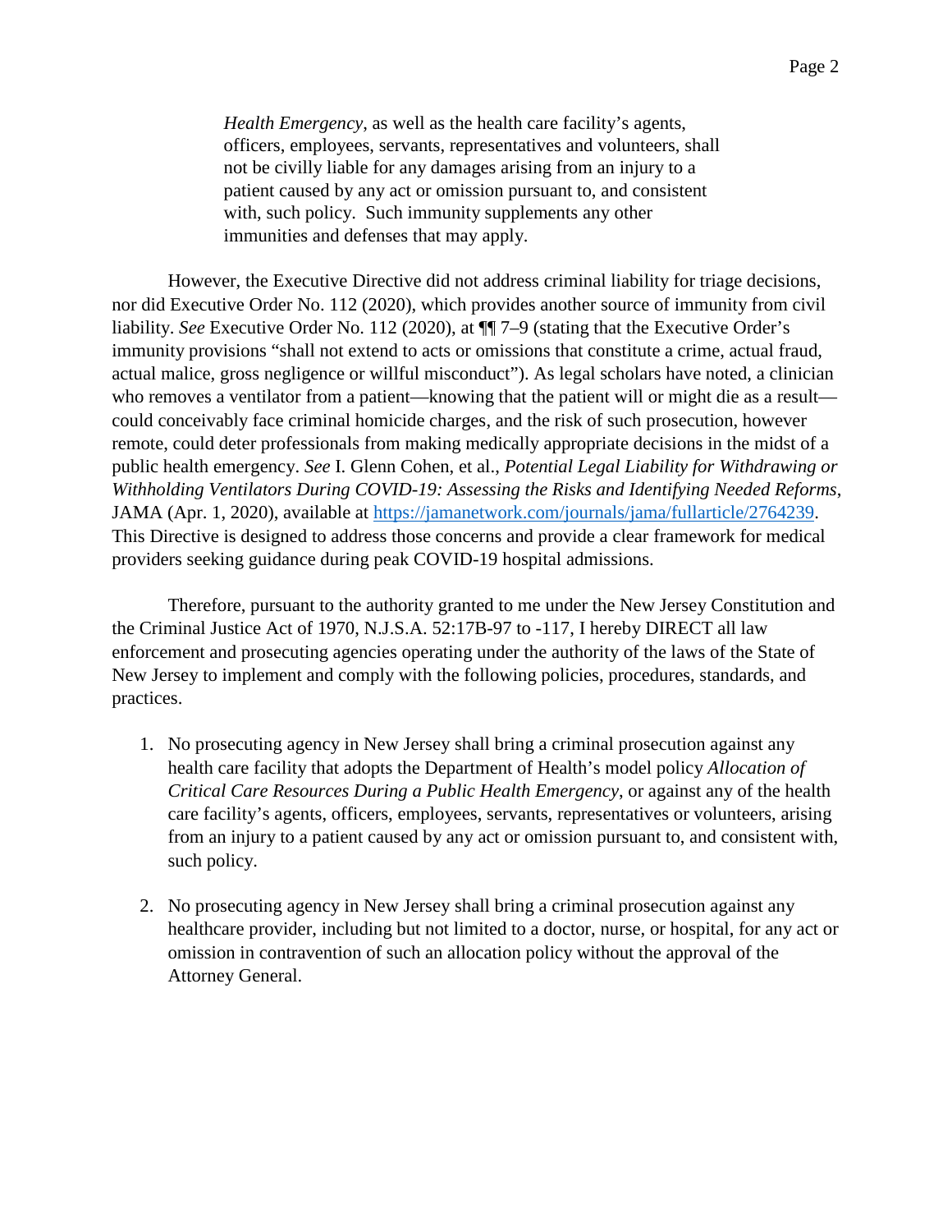> *Health Emergency*, as well as the health care facility's agents, officers, employees, servants, representatives and volunteers, shall not be civilly liable for any damages arising from an injury to a patient caused by any act or omission pursuant to, and consistent with, such policy. Such immunity supplements any other immunities and defenses that may apply.

However, the Executive Directive did not address criminal liability for triage decisions, nor did Executive Order No. 112 (2020), which provides another source of immunity from civil liability. *See* Executive Order No. 112 (2020), at ¶¶ 7–9 (stating that the Executive Order's immunity provisions "shall not extend to acts or omissions that constitute a crime, actual fraud, actual malice, gross negligence or willful misconduct"). As legal scholars have noted, a clinician who removes a ventilator from a patient—knowing that the patient will or might die as a result—could conceivably face criminal homicide charges, and the risk of such prosecution, however remote, could deter professionals from making medically appropriate decisions in the midst of a public health emergency. *See* I. Glenn Cohen, et al., *Potential Legal Liability for Withdrawing or Withholding Ventilators During COVID-19: Assessing the Risks and Identifying Needed Reforms*, JAMA (Apr. 1, 2020), available at https://jamanetwork.com/journals/jama/fullarticle/2764239. This Directive is designed to address those concerns and provide a clear framework for medical providers seeking guidance during peak COVID-19 hospital admissions.

Therefore, pursuant to the authority granted to me under the New Jersey Constitution and the Criminal Justice Act of 1970, N.J.S.A. 52:17B-97 to -117, I hereby DIRECT all law enforcement and prosecuting agencies operating under the authority of the laws of the State of New Jersey to implement and comply with the following policies, procedures, standards, and practices.

1. No prosecuting agency in New Jersey shall bring a criminal prosecution against any health care facility that adopts the Department of Health's model policy *Allocation of Critical Care Resources During a Public Health Emergency*, or against any of the health care facility's agents, officers, employees, servants, representatives or volunteers, arising from an injury to a patient caused by any act or omission pursuant to, and consistent with, such policy.

2. No prosecuting agency in New Jersey shall bring a criminal prosecution against any healthcare provider, including but not limited to a doctor, nurse, or hospital, for any act or omission in contravention of such an allocation policy without the approval of the Attorney General.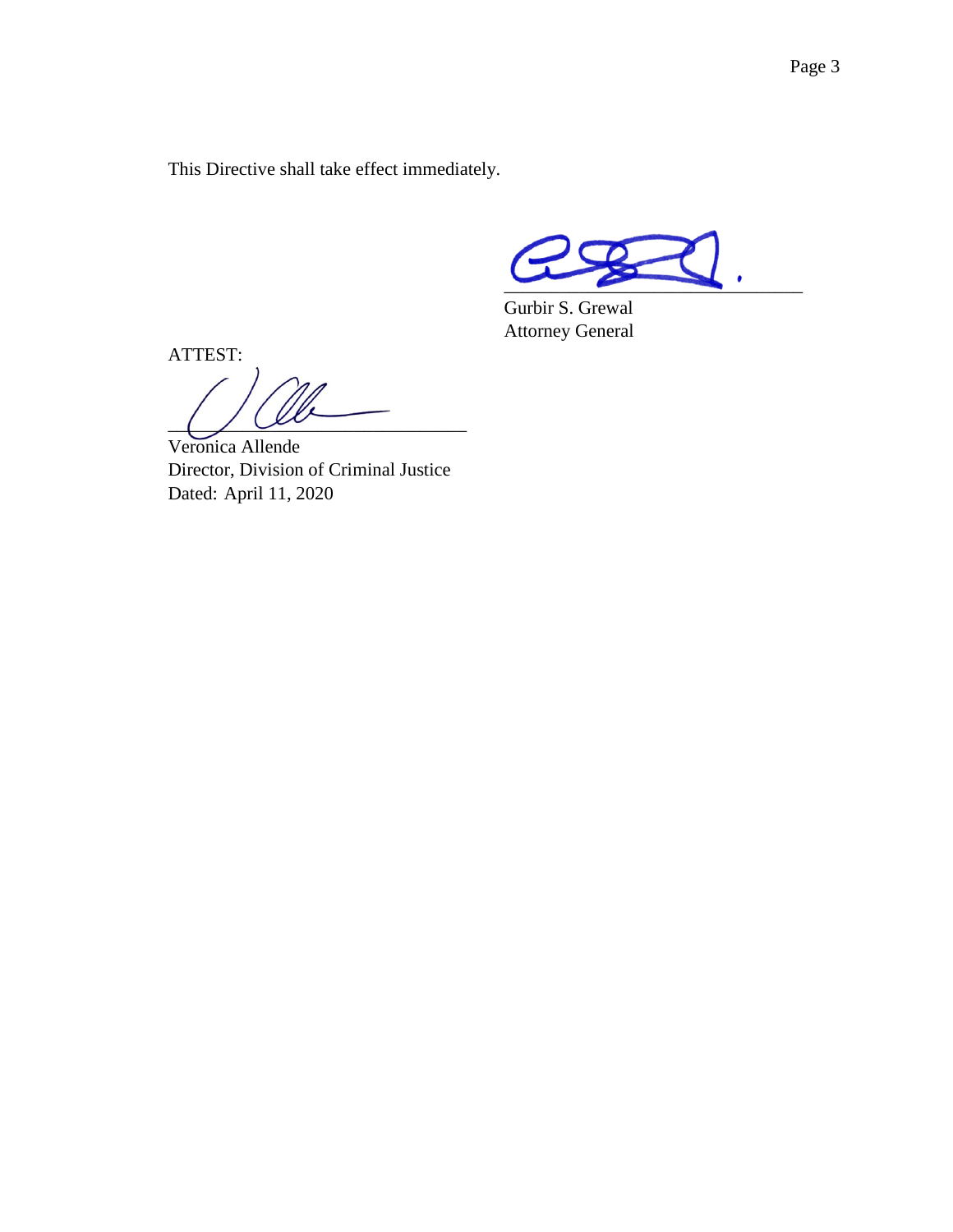This Directive shall take effect immediately.

Gurbir S. Grewal
Attorney General

ATTEST:

Veronica Allende
Director, Division of Criminal Justice
Dated: April 11, 2020